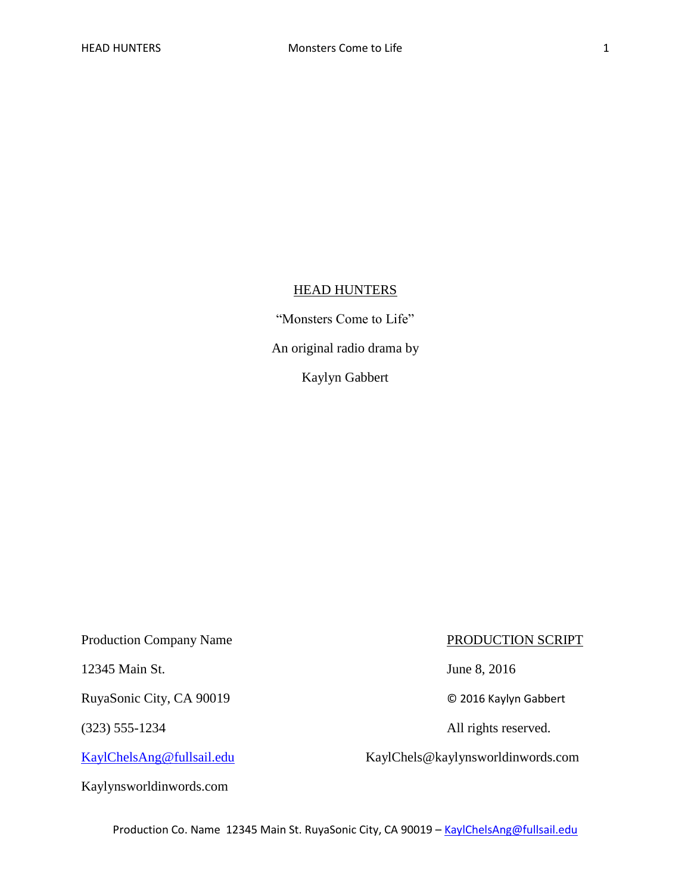<u>HEAD HUNTERS</u>

"Monsters Come to Life"

An original radio drama by

Kaylyn Gabbert

Production Company Name

12345 Main St.

RuyaSonic City, CA 90019

(323) 555-1234

KaylChelsAng@fullsail.edu

Kaylynsworldinwords.com

<u>PRODUCTION SCRIPT</u>

June 8, 2016

© 2016 Kaylyn Gabbert

All rights reserved.

KaylChels@kaylynsworldinwords.com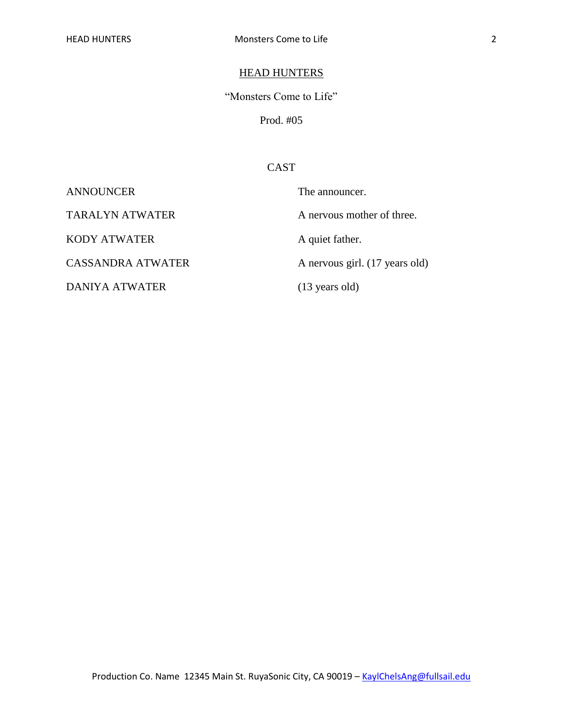<u>HEAD HUNTERS</u>

"Monsters Come to Life"

Prod. #05

CAST

| | |
|---|---|
| ANNOUNCER | The announcer. |
| TARALYN ATWATER | A nervous mother of three. |
| KODY ATWATER | A quiet father. |
| CASSANDRA ATWATER | A nervous girl. (17 years old) |
| DANIYA ATWATER | (13 years old) |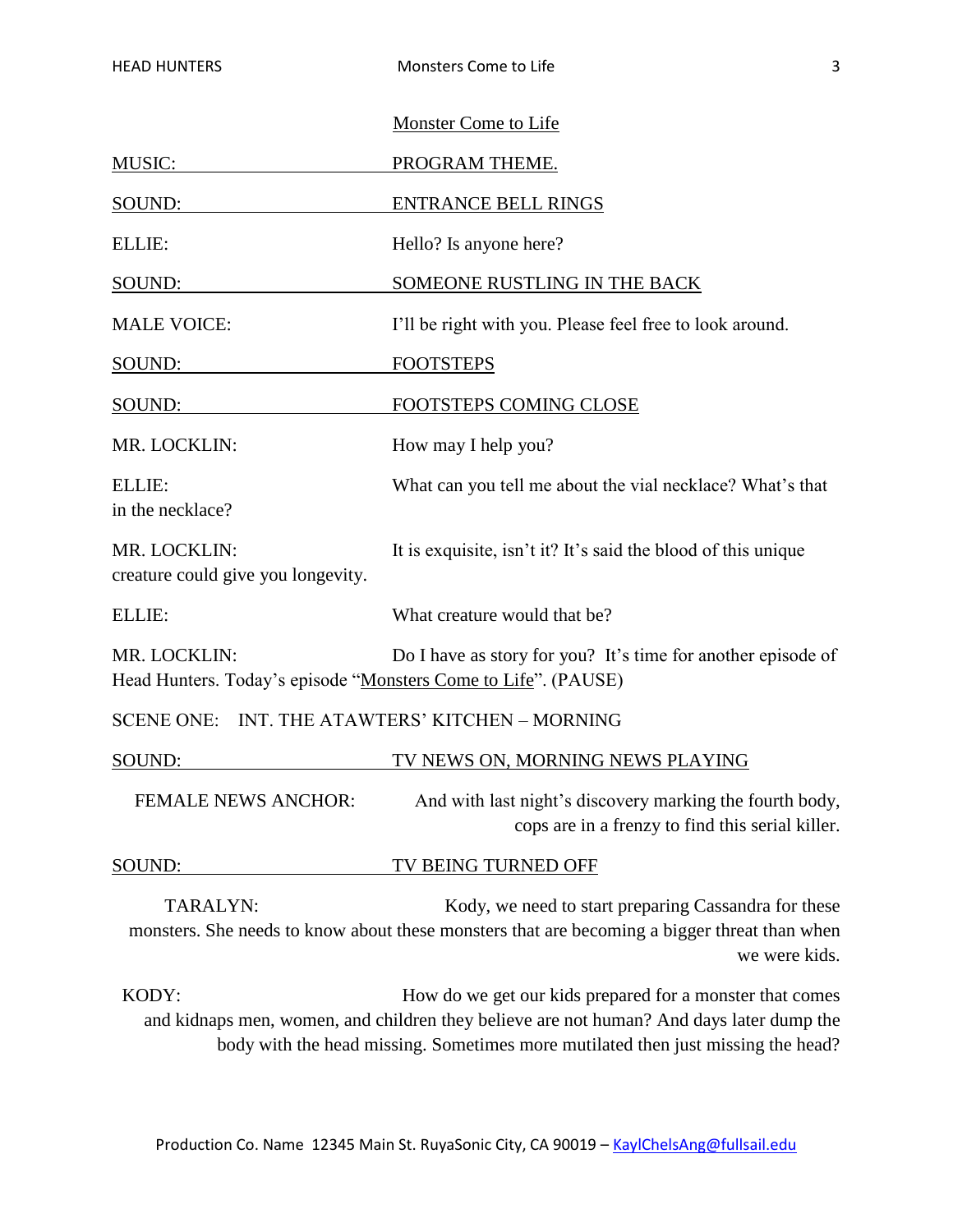Monster Come to Life

MUSIC: PROGRAM THEME.

SOUND: ENTRANCE BELL RINGS

ELLIE: Hello? Is anyone here?

SOUND: SOMEONE RUSTLING IN THE BACK

MALE VOICE: I'll be right with you. Please feel free to look around.

SOUND: FOOTSTEPS

SOUND: FOOTSTEPS COMING CLOSE

MR. LOCKLIN: How may I help you?

ELLIE: What can you tell me about the vial necklace? What's that in the necklace?

MR. LOCKLIN: It is exquisite, isn't it? It's said the blood of this unique creature could give you longevity.

ELLIE: What creature would that be?

MR. LOCKLIN: Do I have as story for you? It's time for another episode of Head Hunters. Today's episode "Monsters Come to Life". (PAUSE)

SCENE ONE: INT. THE ATAWTERS' KITCHEN – MORNING

SOUND: TV NEWS ON, MORNING NEWS PLAYING

FEMALE NEWS ANCHOR: And with last night's discovery marking the fourth body, cops are in a frenzy to find this serial killer.

SOUND: TV BEING TURNED OFF

TARALYN: Kody, we need to start preparing Cassandra for these monsters. She needs to know about these monsters that are becoming a bigger threat than when we were kids.

KODY: How do we get our kids prepared for a monster that comes and kidnaps men, women, and children they believe are not human? And days later dump the body with the head missing. Sometimes more mutilated then just missing the head?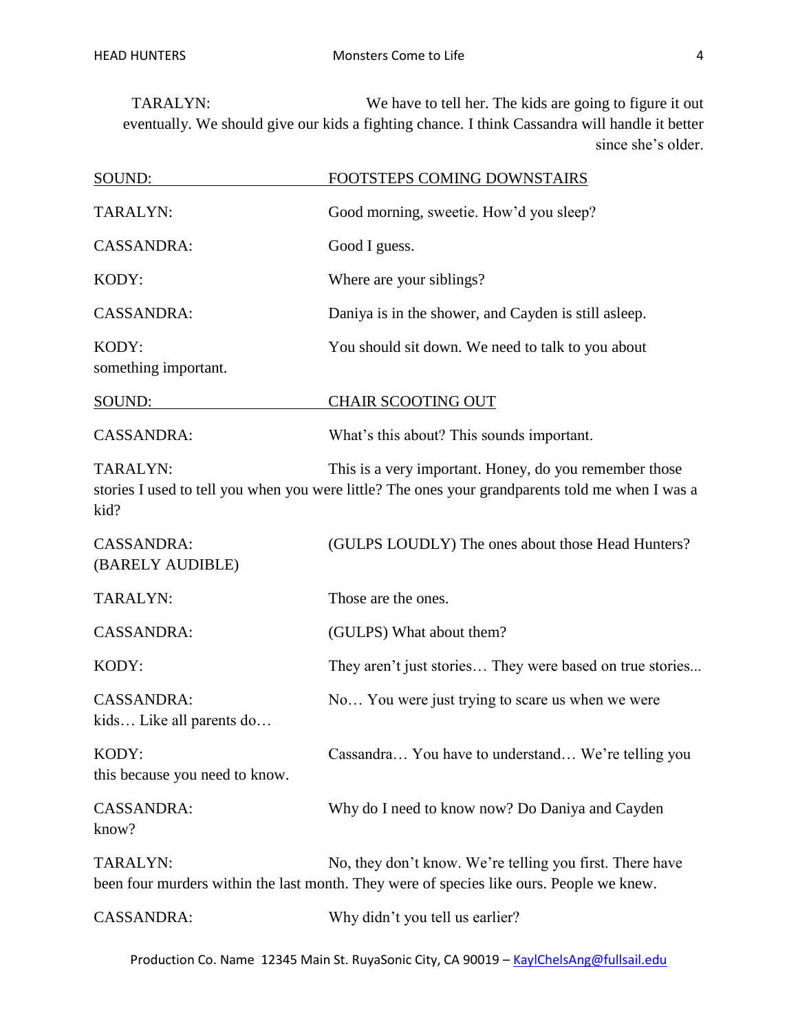TARALYN: We have to tell her. The kids are going to figure it out eventually. We should give our kids a fighting chance. I think Cassandra will handle it better since she's older.

SOUND: FOOTSTEPS COMING DOWNSTAIRS

TARALYN: Good morning, sweetie. How'd you sleep?

CASSANDRA: Good I guess.

KODY: Where are your siblings?

CASSANDRA: Daniya is in the shower, and Cayden is still asleep.

KODY: You should sit down. We need to talk to you about something important.

SOUND: CHAIR SCOOTING OUT

CASSANDRA: What's this about? This sounds important.

TARALYN: This is a very important. Honey, do you remember those stories I used to tell you when you were little? The ones your grandparents told me when I was a kid?

CASSANDRA: (BARELY AUDIBLE) (GULPS LOUDLY) The ones about those Head Hunters?

TARALYN: Those are the ones.

CASSANDRA: (GULPS) What about them?

KODY: They aren't just stories… They were based on true stories...

CASSANDRA: No… You were just trying to scare us when we were kids… Like all parents do…

KODY: Cassandra… You have to understand… We're telling you this because you need to know.

CASSANDRA: Why do I need to know now? Do Daniya and Cayden know?

TARALYN: No, they don't know. We're telling you first. There have been four murders within the last month. They were of species like ours. People we knew.

CASSANDRA: Why didn't you tell us earlier?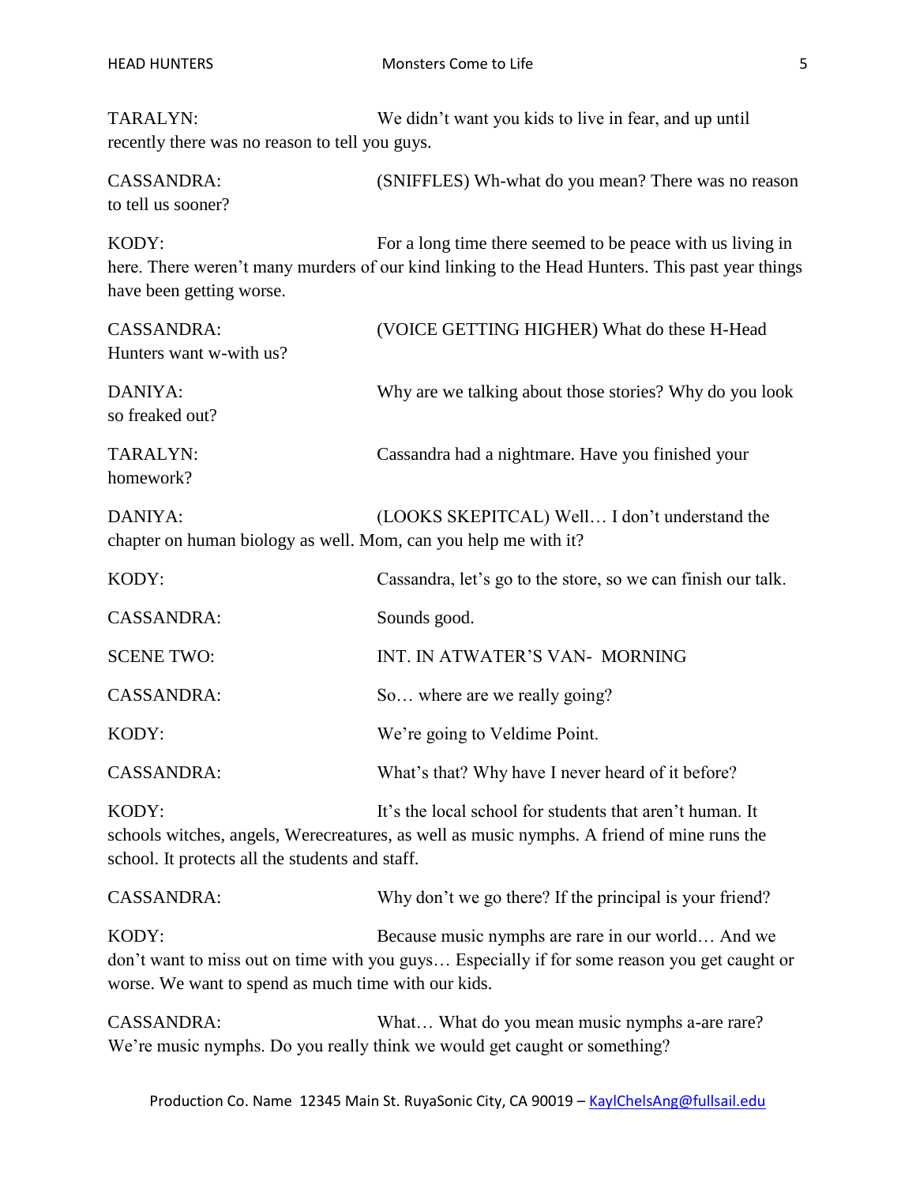TARALYN: We didn't want you kids to live in fear, and up until recently there was no reason to tell you guys.

CASSANDRA: (SNIFFLES) Wh-what do you mean? There was no reason to tell us sooner?

KODY: For a long time there seemed to be peace with us living in here. There weren't many murders of our kind linking to the Head Hunters. This past year things have been getting worse.

CASSANDRA: (VOICE GETTING HIGHER) What do these H-Head Hunters want w-with us?

DANIYA: Why are we talking about those stories? Why do you look so freaked out?

TARALYN: Cassandra had a nightmare. Have you finished your homework?

DANIYA: (LOOKS SKEPITCAL) Well… I don't understand the chapter on human biology as well. Mom, can you help me with it?

KODY: Cassandra, let's go to the store, so we can finish our talk.

CASSANDRA: Sounds good.

SCENE TWO: INT. IN ATWATER'S VAN- MORNING

CASSANDRA: So… where are we really going?

KODY: We're going to Veldime Point.

CASSANDRA: What's that? Why have I never heard of it before?

KODY: It's the local school for students that aren't human. It schools witches, angels, Werecreatures, as well as music nymphs. A friend of mine runs the school. It protects all the students and staff.

CASSANDRA: Why don't we go there? If the principal is your friend?

KODY: Because music nymphs are rare in our world… And we don't want to miss out on time with you guys… Especially if for some reason you get caught or worse. We want to spend as much time with our kids.

CASSANDRA: What… What do you mean music nymphs a-are rare? We're music nymphs. Do you really think we would get caught or something?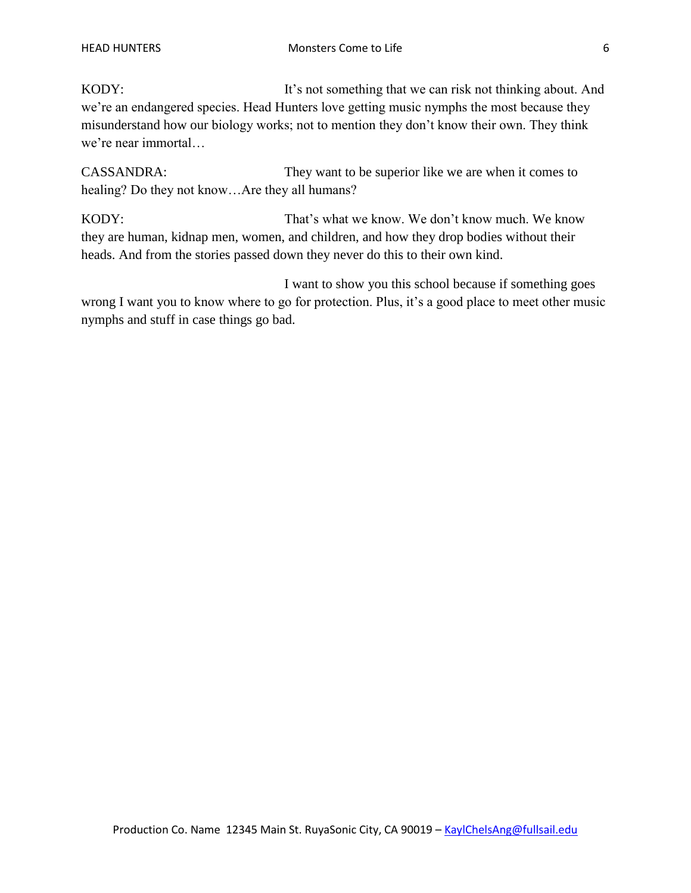KODY: It's not something that we can risk not thinking about. And we're an endangered species. Head Hunters love getting music nymphs the most because they misunderstand how our biology works; not to mention they don't know their own. They think we're near immortal…

CASSANDRA: They want to be superior like we are when it comes to healing? Do they not know…Are they all humans?

KODY: That's what we know. We don't know much. We know they are human, kidnap men, women, and children, and how they drop bodies without their heads. And from the stories passed down they never do this to their own kind.

I want to show you this school because if something goes wrong I want you to know where to go for protection. Plus, it's a good place to meet other music nymphs and stuff in case things go bad.